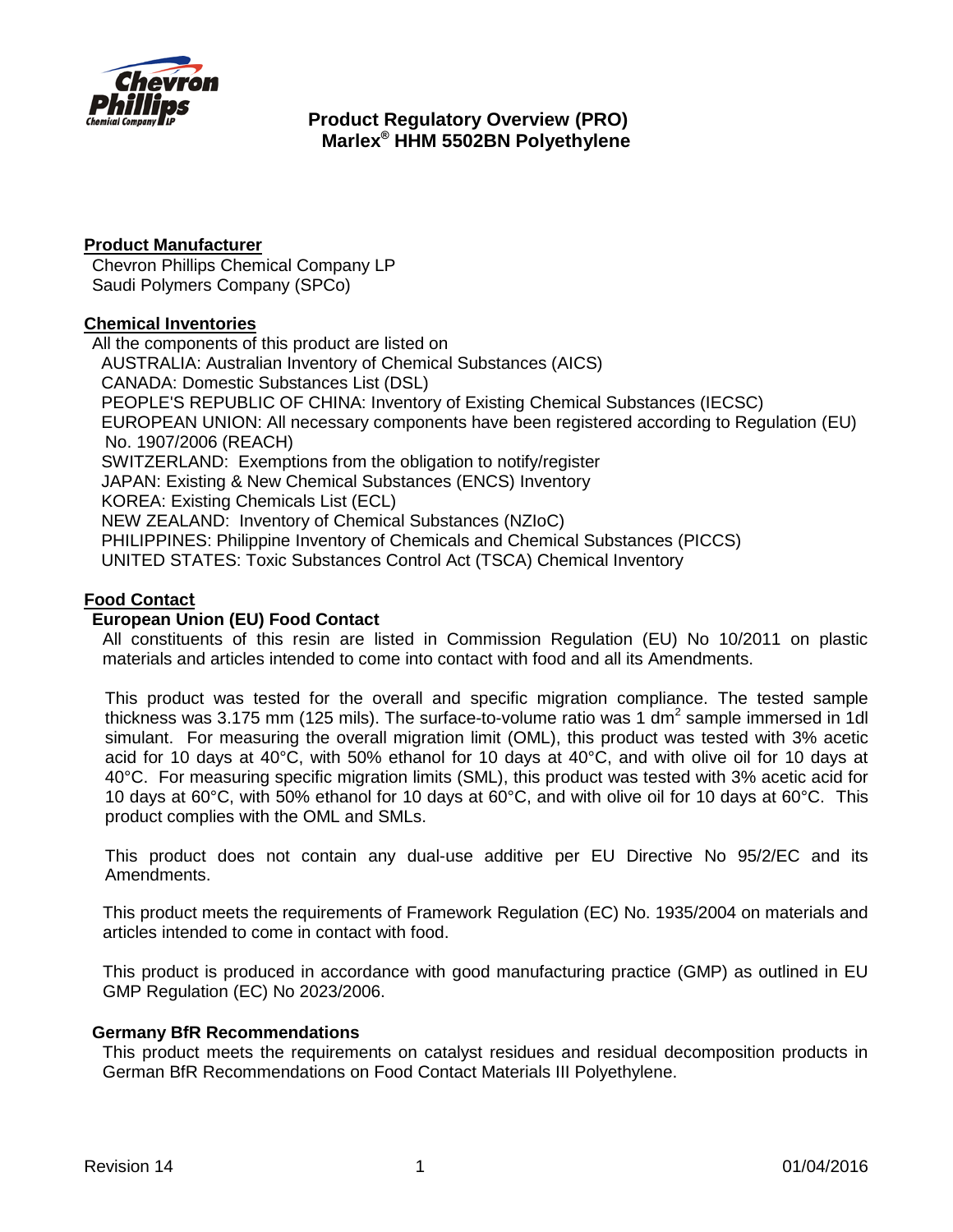# Product Regulatory Overview (PRO)
## Marlex® HHM 5502BN Polyethylene

**Product Manufacturer**

Chevron Phillips Chemical Company LP
Saudi Polymers Company (SPCo)

**Chemical Inventories**

All the components of this product are listed on

- AUSTRALIA: Australian Inventory of Chemical Substances (AICS)
- CANADA: Domestic Substances List (DSL)
- PEOPLE'S REPUBLIC OF CHINA: Inventory of Existing Chemical Substances (IECSC)
- EUROPEAN UNION: All necessary components have been registered according to Regulation (EU) No. 1907/2006 (REACH)
- SWITZERLAND: Exemptions from the obligation to notify/register
- JAPAN: Existing & New Chemical Substances (ENCS) Inventory
- KOREA: Existing Chemicals List (ECL)
- NEW ZEALAND: Inventory of Chemical Substances (NZIoC)
- PHILIPPINES: Philippine Inventory of Chemicals and Chemical Substances (PICCS)
- UNITED STATES: Toxic Substances Control Act (TSCA) Chemical Inventory

**Food Contact**

**European Union (EU) Food Contact**

All constituents of this resin are listed in Commission Regulation (EU) No 10/2011 on plastic materials and articles intended to come into contact with food and all its Amendments.

This product was tested for the overall and specific migration compliance. The tested sample thickness was 3.175 mm (125 mils). The surface-to-volume ratio was 1 $dm^2$ sample immersed in 1dl simulant. For measuring the overall migration limit (OML), this product was tested with 3% acetic acid for 10 days at 40°C, with 50% ethanol for 10 days at 40°C, and with olive oil for 10 days at 40°C. For measuring specific migration limits (SML), this product was tested with 3% acetic acid for 10 days at 60°C, with 50% ethanol for 10 days at 60°C, and with olive oil for 10 days at 60°C. This product complies with the OML and SMLs.

This product does not contain any dual-use additive per EU Directive No 95/2/EC and its Amendments.

This product meets the requirements of Framework Regulation (EC) No. 1935/2004 on materials and articles intended to come in contact with food.

This product is produced in accordance with good manufacturing practice (GMP) as outlined in EU GMP Regulation (EC) No 2023/2006.

**Germany BfR Recommendations**

This product meets the requirements on catalyst residues and residual decomposition products in German BfR Recommendations on Food Contact Materials III Polyethylene.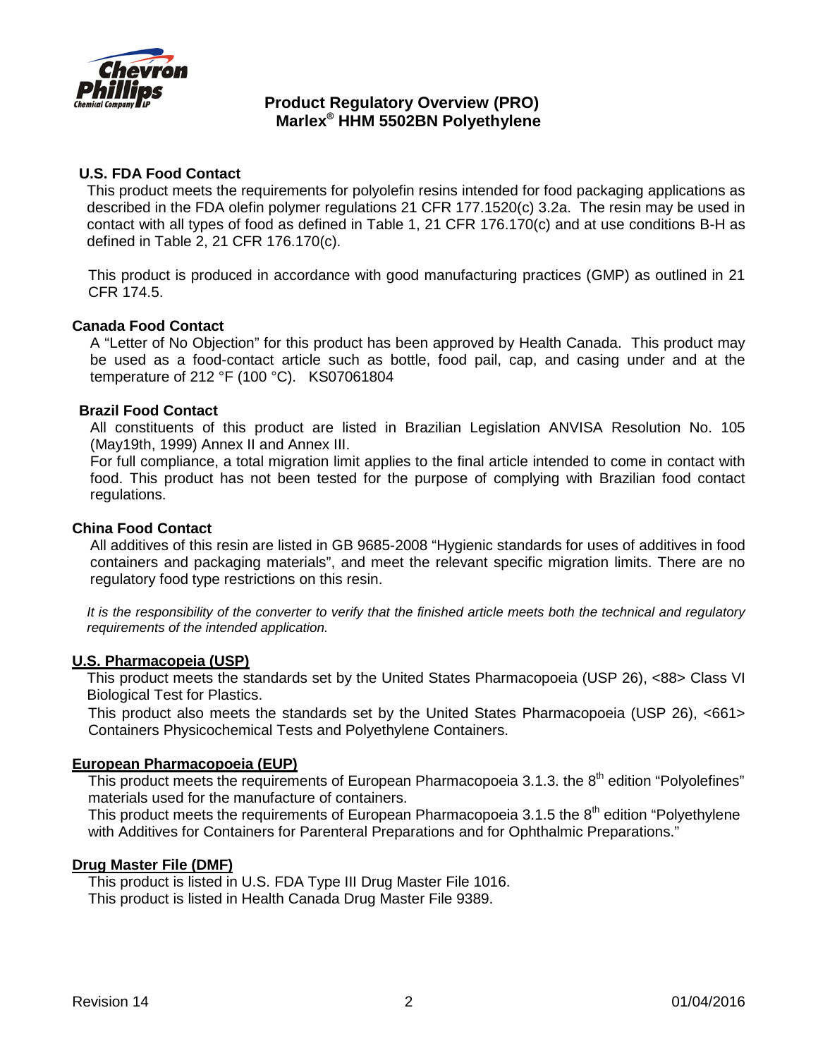# Product Regulatory Overview (PRO)
## Marlex® HHM 5502BN Polyethylene

**U.S. FDA Food Contact**

This product meets the requirements for polyolefin resins intended for food packaging applications as described in the FDA olefin polymer regulations 21 CFR 177.1520(c) 3.2a. The resin may be used in contact with all types of food as defined in Table 1, 21 CFR 176.170(c) and at use conditions B-H as defined in Table 2, 21 CFR 176.170(c).

This product is produced in accordance with good manufacturing practices (GMP) as outlined in 21 CFR 174.5.

**Canada Food Contact**

A "Letter of No Objection" for this product has been approved by Health Canada. This product may be used as a food-contact article such as bottle, food pail, cap, and casing under and at the temperature of 212 °F (100 °C). KS07061804

**Brazil Food Contact**

All constituents of this product are listed in Brazilian Legislation ANVISA Resolution No. 105 (May19th, 1999) Annex II and Annex III.

For full compliance, a total migration limit applies to the final article intended to come in contact with food. This product has not been tested for the purpose of complying with Brazilian food contact regulations.

**China Food Contact**

All additives of this resin are listed in GB 9685-2008 "Hygienic standards for uses of additives in food containers and packaging materials", and meet the relevant specific migration limits. There are no regulatory food type restrictions on this resin.

*It is the responsibility of the converter to verify that the finished article meets both the technical and regulatory requirements of the intended application.*

**U.S. Pharmacopeia (USP)**

This product meets the standards set by the United States Pharmacopoeia (USP 26), <88> Class VI Biological Test for Plastics.

This product also meets the standards set by the United States Pharmacopoeia (USP 26), <661> Containers Physicochemical Tests and Polyethylene Containers.

**European Pharmacopoeia (EUP)**

This product meets the requirements of European Pharmacopoeia 3.1.3. the 8th edition "Polyolefines" materials used for the manufacture of containers.

This product meets the requirements of European Pharmacopoeia 3.1.5 the 8th edition "Polyethylene with Additives for Containers for Parenteral Preparations and for Ophthalmic Preparations."

**Drug Master File (DMF)**

This product is listed in U.S. FDA Type III Drug Master File 1016.

This product is listed in Health Canada Drug Master File 9389.

Revision 14 01/04/2016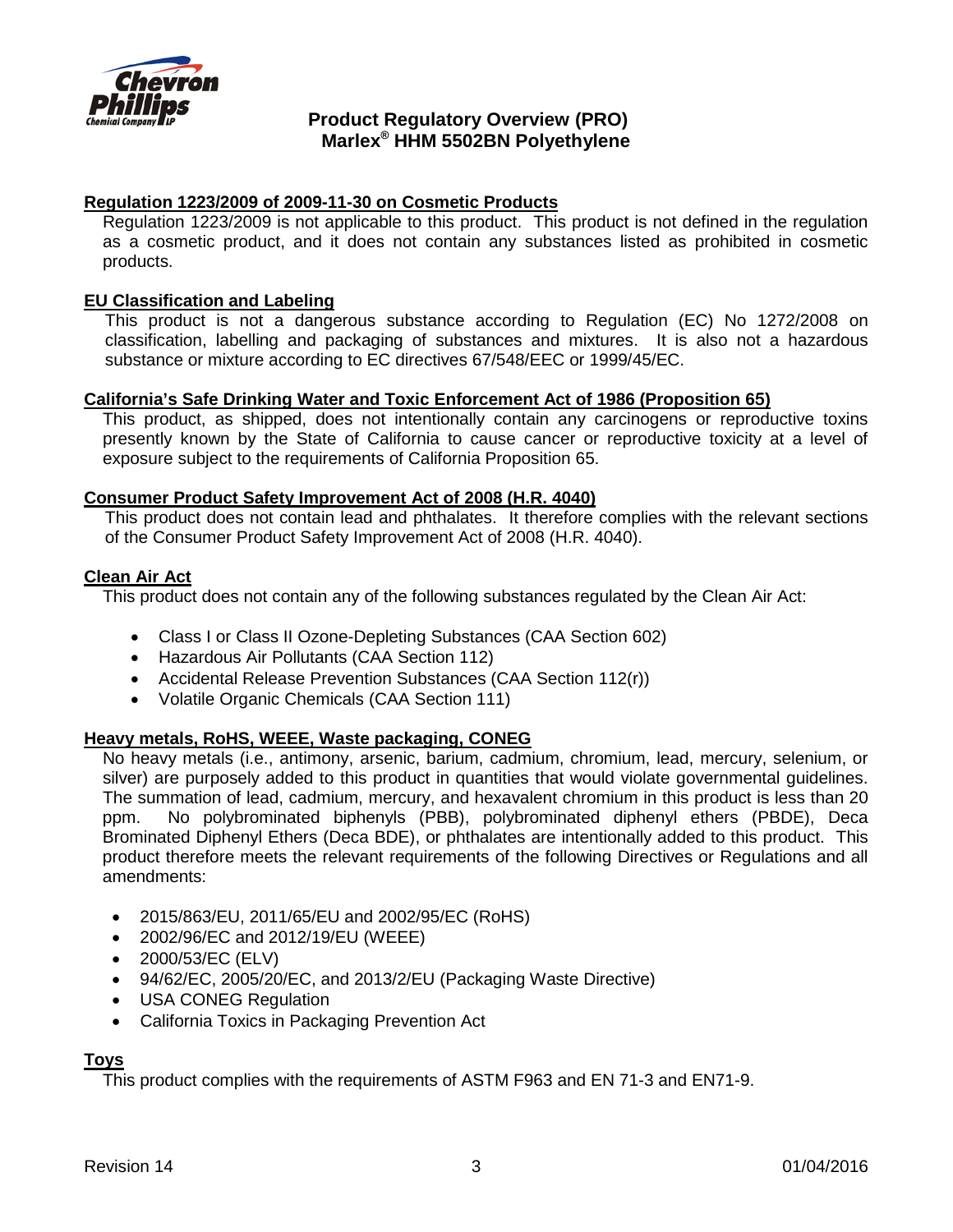## Regulation 1223/2009 of 2009-11-30 on Cosmetic Products

Regulation 1223/2009 is not applicable to this product. This product is not defined in the regulation as a cosmetic product, and it does not contain any substances listed as prohibited in cosmetic products.

## EU Classification and Labeling

This product is not a dangerous substance according to Regulation (EC) No 1272/2008 on classification, labelling and packaging of substances and mixtures. It is also not a hazardous substance or mixture according to EC directives 67/548/EEC or 1999/45/EC.

## California's Safe Drinking Water and Toxic Enforcement Act of 1986 (Proposition 65)

This product, as shipped, does not intentionally contain any carcinogens or reproductive toxins presently known by the State of California to cause cancer or reproductive toxicity at a level of exposure subject to the requirements of California Proposition 65.

## Consumer Product Safety Improvement Act of 2008 (H.R. 4040)

This product does not contain lead and phthalates. It therefore complies with the relevant sections of the Consumer Product Safety Improvement Act of 2008 (H.R. 4040).

## Clean Air Act

This product does not contain any of the following substances regulated by the Clean Air Act:

- Class I or Class II Ozone-Depleting Substances (CAA Section 602)
- Hazardous Air Pollutants (CAA Section 112)
- Accidental Release Prevention Substances (CAA Section 112(r))
- Volatile Organic Chemicals (CAA Section 111)

## Heavy metals, RoHS, WEEE, Waste packaging, CONEG

No heavy metals (i.e., antimony, arsenic, barium, cadmium, chromium, lead, mercury, selenium, or silver) are purposely added to this product in quantities that would violate governmental guidelines. The summation of lead, cadmium, mercury, and hexavalent chromium in this product is less than 20 ppm. No polybrominated biphenyls (PBB), polybrominated diphenyl ethers (PBDE), Deca Brominated Diphenyl Ethers (Deca BDE), or phthalates are intentionally added to this product. This product therefore meets the relevant requirements of the following Directives or Regulations and all amendments:

- 2015/863/EU, 2011/65/EU and 2002/95/EC (RoHS)
- 2002/96/EC and 2012/19/EU (WEEE)
- 2000/53/EC (ELV)
- 94/62/EC, 2005/20/EC, and 2013/2/EU (Packaging Waste Directive)
- USA CONEG Regulation
- California Toxics in Packaging Prevention Act

## Toys

This product complies with the requirements of ASTM F963 and EN 71-3 and EN71-9.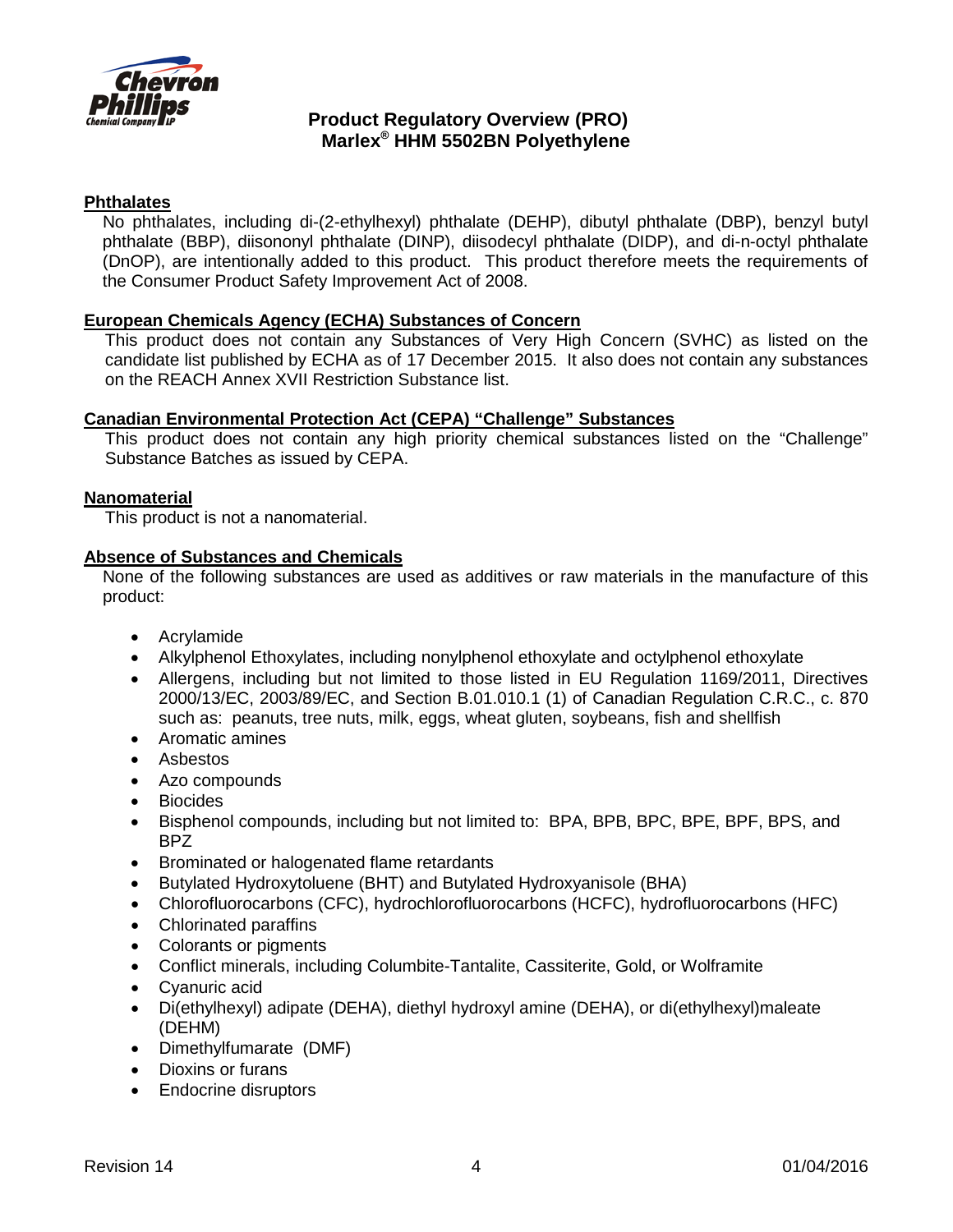## Phthalates

No phthalates, including di-(2-ethylhexyl) phthalate (DEHP), dibutyl phthalate (DBP), benzyl butyl phthalate (BBP), diisononyl phthalate (DINP), diisodecyl phthalate (DIDP), and di-n-octyl phthalate (DnOP), are intentionally added to this product. This product therefore meets the requirements of the Consumer Product Safety Improvement Act of 2008.

## European Chemicals Agency (ECHA) Substances of Concern

This product does not contain any Substances of Very High Concern (SVHC) as listed on the candidate list published by ECHA as of 17 December 2015. It also does not contain any substances on the REACH Annex XVII Restriction Substance list.

## Canadian Environmental Protection Act (CEPA) "Challenge" Substances

This product does not contain any high priority chemical substances listed on the "Challenge" Substance Batches as issued by CEPA.

## Nanomaterial

This product is not a nanomaterial.

## Absence of Substances and Chemicals

None of the following substances are used as additives or raw materials in the manufacture of this product:

- Acrylamide
- Alkylphenol Ethoxylates, including nonylphenol ethoxylate and octylphenol ethoxylate
- Allergens, including but not limited to those listed in EU Regulation 1169/2011, Directives 2000/13/EC, 2003/89/EC, and Section B.01.010.1 (1) of Canadian Regulation C.R.C., c. 870 such as: peanuts, tree nuts, milk, eggs, wheat gluten, soybeans, fish and shellfish
- Aromatic amines
- Asbestos
- Azo compounds
- Biocides
- Bisphenol compounds, including but not limited to: BPA, BPB, BPC, BPE, BPF, BPS, and BPZ
- Brominated or halogenated flame retardants
- Butylated Hydroxytoluene (BHT) and Butylated Hydroxyanisole (BHA)
- Chlorofluorocarbons (CFC), hydrochlorofluorocarbons (HCFC), hydrofluorocarbons (HFC)
- Chlorinated paraffins
- Colorants or pigments
- Conflict minerals, including Columbite-Tantalite, Cassiterite, Gold, or Wolframite
- Cyanuric acid
- Di(ethylhexyl) adipate (DEHA), diethyl hydroxyl amine (DEHA), or di(ethylhexyl)maleate (DEHM)
- Dimethylfumarate (DMF)
- Dioxins or furans
- Endocrine disruptors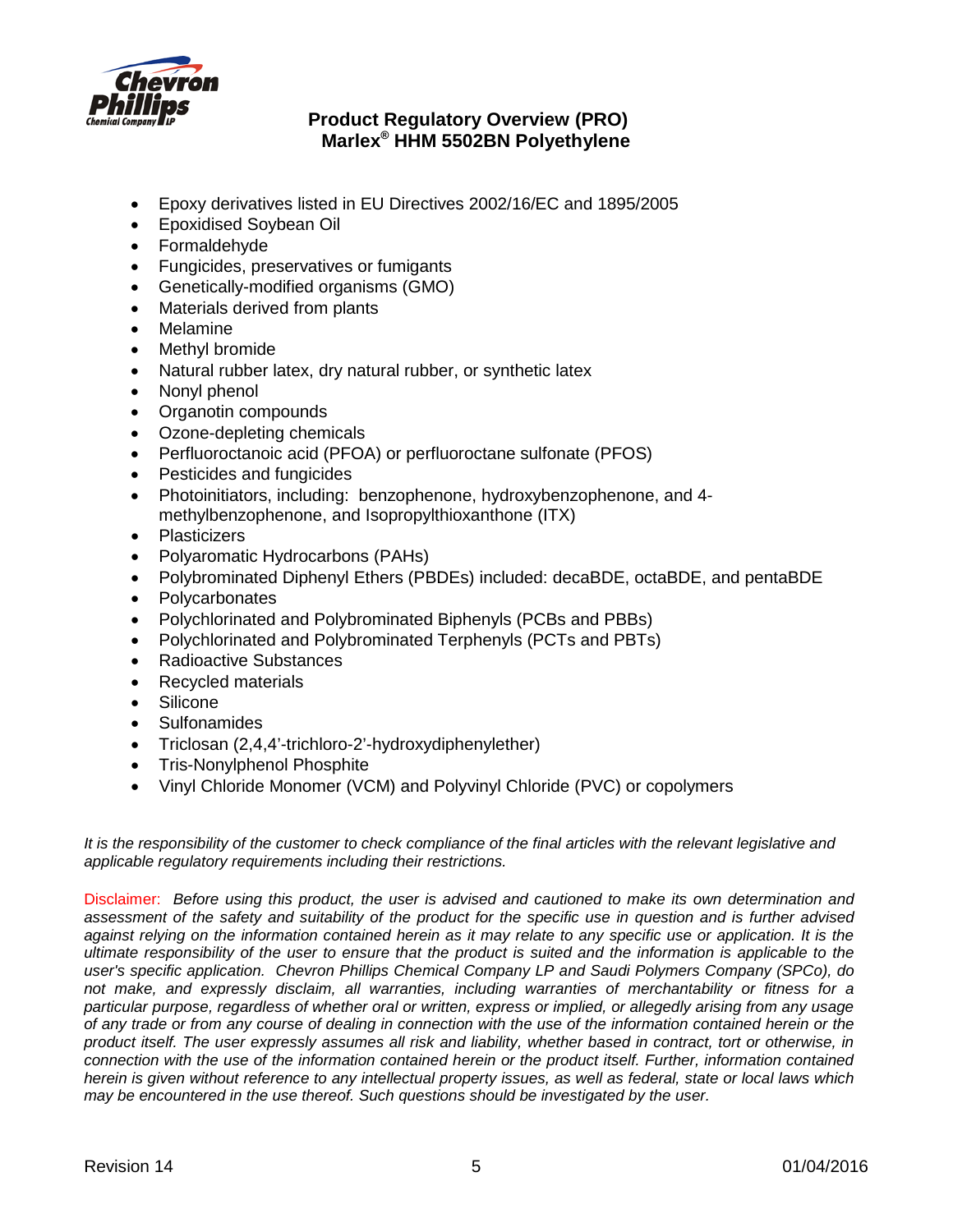- Epoxy derivatives listed in EU Directives 2002/16/EC and 1895/2005
- Epoxidised Soybean Oil
- Formaldehyde
- Fungicides, preservatives or fumigants
- Genetically-modified organisms (GMO)
- Materials derived from plants
- Melamine
- Methyl bromide
- Natural rubber latex, dry natural rubber, or synthetic latex
- Nonyl phenol
- Organotin compounds
- Ozone-depleting chemicals
- Perfluoroctanoic acid (PFOA) or perfluoroctane sulfonate (PFOS)
- Pesticides and fungicides
- Photoinitiators, including: benzophenone, hydroxybenzophenone, and 4-methylbenzophenone, and Isopropylthioxanthone (ITX)
- Plasticizers
- Polyaromatic Hydrocarbons (PAHs)
- Polybrominated Diphenyl Ethers (PBDEs) included: decaBDE, octaBDE, and pentaBDE
- Polycarbonates
- Polychlorinated and Polybrominated Biphenyls (PCBs and PBBs)
- Polychlorinated and Polybrominated Terphenyls (PCTs and PBTs)
- Radioactive Substances
- Recycled materials
- Silicone
- Sulfonamides
- Triclosan (2,4,4'-trichloro-2'-hydroxydiphenylether)
- Tris-Nonylphenol Phosphite
- Vinyl Chloride Monomer (VCM) and Polyvinyl Chloride (PVC) or copolymers

*It is the responsibility of the customer to check compliance of the final articles with the relevant legislative and applicable regulatory requirements including their restrictions.*

Disclaimer: *Before using this product, the user is advised and cautioned to make its own determination and assessment of the safety and suitability of the product for the specific use in question and is further advised against relying on the information contained herein as it may relate to any specific use or application. It is the ultimate responsibility of the user to ensure that the product is suited and the information is applicable to the user's specific application. Chevron Phillips Chemical Company LP and Saudi Polymers Company (SPCo), do not make, and expressly disclaim, all warranties, including warranties of merchantability or fitness for a particular purpose, regardless of whether oral or written, express or implied, or allegedly arising from any usage of any trade or from any course of dealing in connection with the use of the information contained herein or the product itself. The user expressly assumes all risk and liability, whether based in contract, tort or otherwise, in connection with the use of the information contained herein or the product itself. Further, information contained herein is given without reference to any intellectual property issues, as well as federal, state or local laws which may be encountered in the use thereof. Such questions should be investigated by the user.*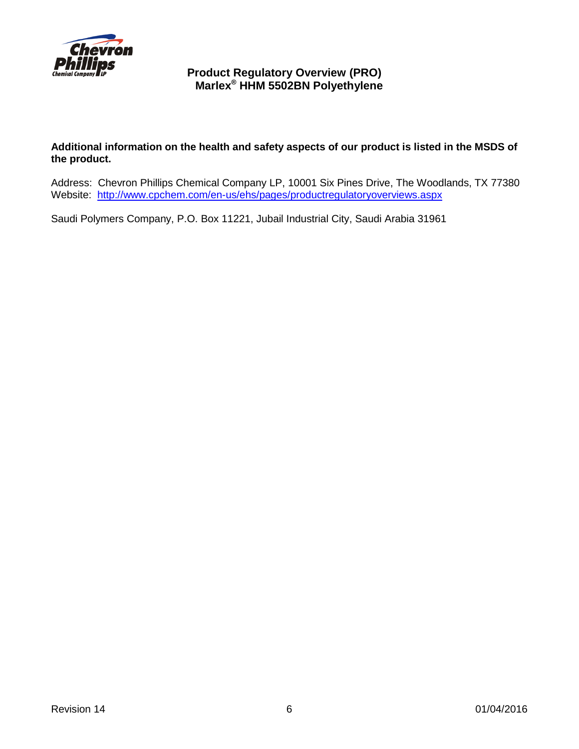**Additional information on the health and safety aspects of our product is listed in the MSDS of the product.**

Address: Chevron Phillips Chemical Company LP, 10001 Six Pines Drive, The Woodlands, TX 77380
Website: http://www.cpchem.com/en-us/ehs/pages/productregulatoryoverviews.aspx

Saudi Polymers Company, P.O. Box 11221, Jubail Industrial City, Saudi Arabia 31961